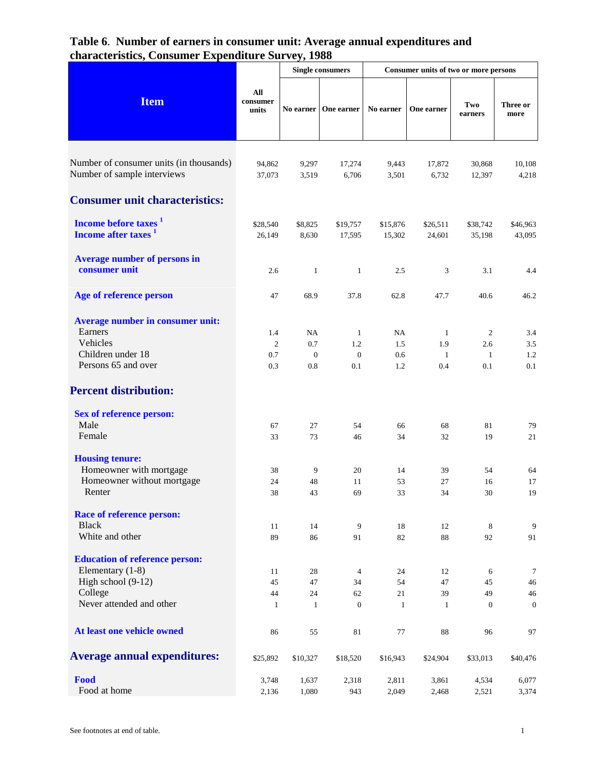# Table 6. Number of earners in consumer unit: Average annual expenditures and characteristics, Consumer Expenditure Survey, 1988

| Item | All consumer units | Single consumers | | Consumer units of two or more persons | | | |
|---|---|---|---|---|---|---|---|
| | | No earner | One earner | No earner | One earner | Two earners | Three or more |
| Number of consumer units (in thousands) | 94,862 | 9,297 | 17,274 | 9,443 | 17,872 | 30,868 | 10,108 |
| Number of sample interviews | 37,073 | 3,519 | 6,706 | 3,501 | 6,732 | 12,397 | 4,218 |
| **Consumer unit characteristics:** | | | | | | | |
| **Income before taxes** [1] | $28,540 | $8,825 | $19,757 | $15,876 | $26,511 | $38,742 | $46,963 |
| **Income after taxes** [1] | 26,149 | 8,630 | 17,595 | 15,302 | 24,601 | 35,198 | 43,095 |
| **Average number of persons in consumer unit** | 2.6 | 1 | 1 | 2.5 | 3 | 3.1 | 4.4 |
| **Age of reference person** | 47 | 68.9 | 37.8 | 62.8 | 47.7 | 40.6 | 46.2 |
| **Average number in consumer unit:** | | | | | | | |
| Earners | 1.4 | NA | 1 | NA | 1 | 2 | 3.4 |
| Vehicles | 2 | 0.7 | 1.2 | 1.5 | 1.9 | 2.6 | 3.5 |
| Children under 18 | 0.7 | 0 | 0 | 0.6 | 1 | 1 | 1.2 |
| Persons 65 and over | 0.3 | 0.8 | 0.1 | 1.2 | 0.4 | 0.1 | 0.1 |
| **Percent distribution:** | | | | | | | |
| **Sex of reference person:** | | | | | | | |
| Male | 67 | 27 | 54 | 66 | 68 | 81 | 79 |
| Female | 33 | 73 | 46 | 34 | 32 | 19 | 21 |
| **Housing tenure:** | | | | | | | |
| Homeowner with mortgage | 38 | 9 | 20 | 14 | 39 | 54 | 64 |
| Homeowner without mortgage | 24 | 48 | 11 | 53 | 27 | 16 | 17 |
| Renter | 38 | 43 | 69 | 33 | 34 | 30 | 19 |
| **Race of reference person:** | | | | | | | |
| Black | 11 | 14 | 9 | 18 | 12 | 8 | 9 |
| White and other | 89 | 86 | 91 | 82 | 88 | 92 | 91 |
| **Education of reference person:** | | | | | | | |
| Elementary (1-8) | 11 | 28 | 4 | 24 | 12 | 6 | 7 |
| High school (9-12) | 45 | 47 | 34 | 54 | 47 | 45 | 46 |
| College | 44 | 24 | 62 | 21 | 39 | 49 | 46 |
| Never attended and other | 1 | 1 | 0 | 1 | 1 | 0 | 0 |
| **At least one vehicle owned** | 86 | 55 | 81 | 77 | 88 | 96 | 97 |
| **Average annual expenditures:** | $25,892 | $10,327 | $18,520 | $16,943 | $24,904 | $33,013 | $40,476 |
| **Food** | 3,748 | 1,637 | 2,318 | 2,811 | 3,861 | 4,534 | 6,077 |
| Food at home | 2,136 | 1,080 | 943 | 2,049 | 2,468 | 2,521 | 3,374 |

See footnotes at end of table.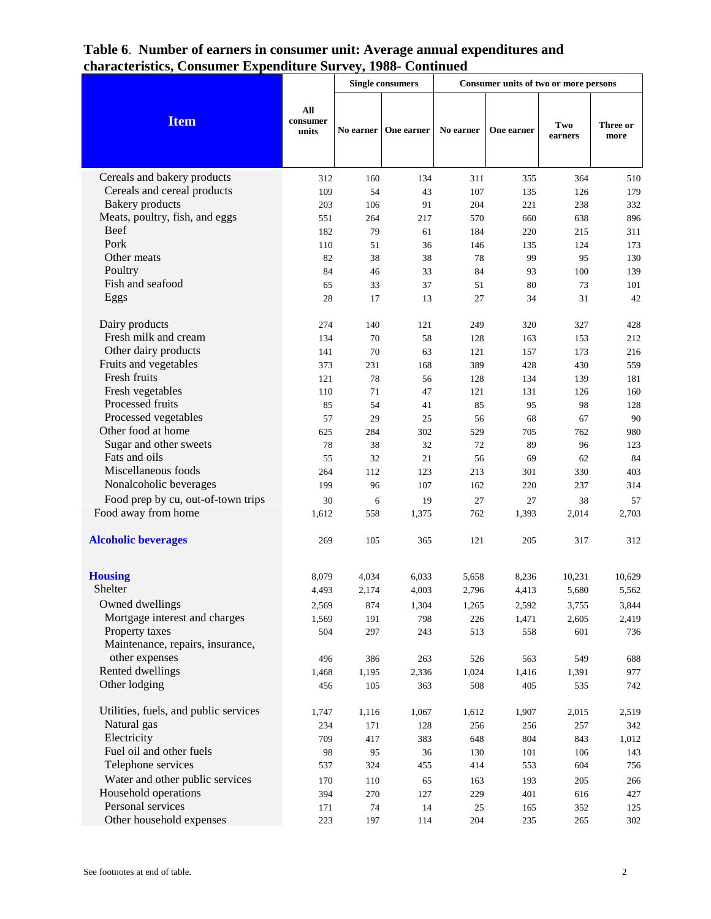# Table 6. Number of earners in consumer unit: Average annual expenditures and characteristics, Consumer Expenditure Survey, 1988- Continued

| Item | All consumer units | Single consumers | | Consumer units of two or more persons | | | |
|---|---|---|---|---|---|---|---|
| | | No earner | One earner | No earner | One earner | Two earners | Three or more |
| Cereals and bakery products | 312 | 160 | 134 | 311 | 355 | 364 | 510 |
| Cereals and cereal products | 109 | 54 | 43 | 107 | 135 | 126 | 179 |
| Bakery products | 203 | 106 | 91 | 204 | 221 | 238 | 332 |
| Meats, poultry, fish, and eggs | 551 | 264 | 217 | 570 | 660 | 638 | 896 |
| Beef | 182 | 79 | 61 | 184 | 220 | 215 | 311 |
| Pork | 110 | 51 | 36 | 146 | 135 | 124 | 173 |
| Other meats | 82 | 38 | 38 | 78 | 99 | 95 | 130 |
| Poultry | 84 | 46 | 33 | 84 | 93 | 100 | 139 |
| Fish and seafood | 65 | 33 | 37 | 51 | 80 | 73 | 101 |
| Eggs | 28 | 17 | 13 | 27 | 34 | 31 | 42 |
| Dairy products | 274 | 140 | 121 | 249 | 320 | 327 | 428 |
| Fresh milk and cream | 134 | 70 | 58 | 128 | 163 | 153 | 212 |
| Other dairy products | 141 | 70 | 63 | 121 | 157 | 173 | 216 |
| Fruits and vegetables | 373 | 231 | 168 | 389 | 428 | 430 | 559 |
| Fresh fruits | 121 | 78 | 56 | 128 | 134 | 139 | 181 |
| Fresh vegetables | 110 | 71 | 47 | 121 | 131 | 126 | 160 |
| Processed fruits | 85 | 54 | 41 | 85 | 95 | 98 | 128 |
| Processed vegetables | 57 | 29 | 25 | 56 | 68 | 67 | 90 |
| Other food at home | 625 | 284 | 302 | 529 | 705 | 762 | 980 |
| Sugar and other sweets | 78 | 38 | 32 | 72 | 89 | 96 | 123 |
| Fats and oils | 55 | 32 | 21 | 56 | 69 | 62 | 84 |
| Miscellaneous foods | 264 | 112 | 123 | 213 | 301 | 330 | 403 |
| Nonalcoholic beverages | 199 | 96 | 107 | 162 | 220 | 237 | 314 |
| Food prep by cu, out-of-town trips | 30 | 6 | 19 | 27 | 27 | 38 | 57 |
| Food away from home | 1,612 | 558 | 1,375 | 762 | 1,393 | 2,014 | 2,703 |
| **Alcoholic beverages** | 269 | 105 | 365 | 121 | 205 | 317 | 312 |
| **Housing** | 8,079 | 4,034 | 6,033 | 5,658 | 8,236 | 10,231 | 10,629 |
| Shelter | 4,493 | 2,174 | 4,003 | 2,796 | 4,413 | 5,680 | 5,562 |
| Owned dwellings | 2,569 | 874 | 1,304 | 1,265 | 2,592 | 3,755 | 3,844 |
| Mortgage interest and charges | 1,569 | 191 | 798 | 226 | 1,471 | 2,605 | 2,419 |
| Property taxes | 504 | 297 | 243 | 513 | 558 | 601 | 736 |
| Maintenance, repairs, insurance, other expenses | 496 | 386 | 263 | 526 | 563 | 549 | 688 |
| Rented dwellings | 1,468 | 1,195 | 2,336 | 1,024 | 1,416 | 1,391 | 977 |
| Other lodging | 456 | 105 | 363 | 508 | 405 | 535 | 742 |
| Utilities, fuels, and public services | 1,747 | 1,116 | 1,067 | 1,612 | 1,907 | 2,015 | 2,519 |
| Natural gas | 234 | 171 | 128 | 256 | 256 | 257 | 342 |
| Electricity | 709 | 417 | 383 | 648 | 804 | 843 | 1,012 |
| Fuel oil and other fuels | 98 | 95 | 36 | 130 | 101 | 106 | 143 |
| Telephone services | 537 | 324 | 455 | 414 | 553 | 604 | 756 |
| Water and other public services | 170 | 110 | 65 | 163 | 193 | 205 | 266 |
| Household operations | 394 | 270 | 127 | 229 | 401 | 616 | 427 |
| Personal services | 171 | 74 | 14 | 25 | 165 | 352 | 125 |
| Other household expenses | 223 | 197 | 114 | 204 | 235 | 265 | 302 |

See footnotes at end of table.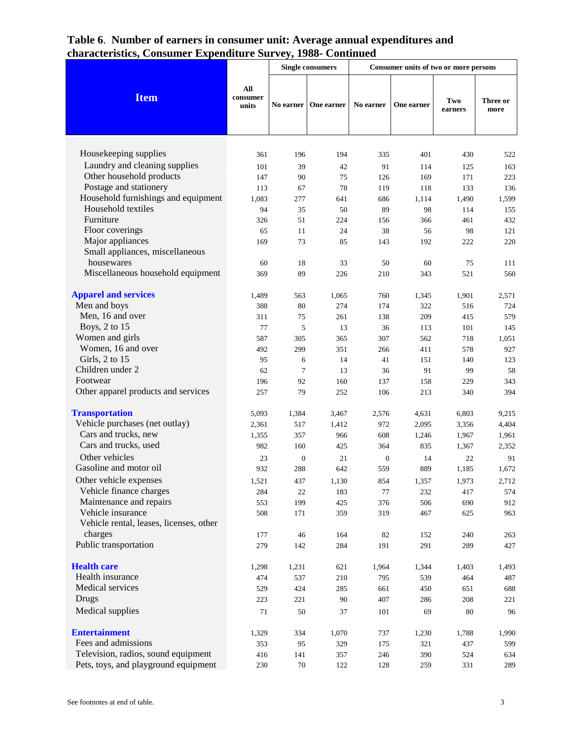## Table 6. Number of earners in consumer unit: Average annual expenditures and characteristics, Consumer Expenditure Survey, 1988- Continued

| Item | All consumer units | Single consumers | | Consumer units of two or more persons | | | |
|---|---|---|---|---|---|---|---|
| | | No earner | One earner | No earner | One earner | Two earners | Three or more |
| Housekeeping supplies | 361 | 196 | 194 | 335 | 401 | 430 | 522 |
| Laundry and cleaning supplies | 101 | 39 | 42 | 91 | 114 | 125 | 163 |
| Other household products | 147 | 90 | 75 | 126 | 169 | 171 | 223 |
| Postage and stationery | 113 | 67 | 78 | 119 | 118 | 133 | 136 |
| Household furnishings and equipment | 1,083 | 277 | 641 | 686 | 1,114 | 1,490 | 1,599 |
| Household textiles | 94 | 35 | 50 | 89 | 98 | 114 | 155 |
| Furniture | 326 | 51 | 224 | 156 | 366 | 461 | 432 |
| Floor coverings | 65 | 11 | 24 | 38 | 56 | 98 | 121 |
| Major appliances | 169 | 73 | 85 | 143 | 192 | 222 | 220 |
| Small appliances, miscellaneous housewares | 60 | 18 | 33 | 50 | 60 | 75 | 111 |
| Miscellaneous household equipment | 369 | 89 | 226 | 210 | 343 | 521 | 560 |
| **Apparel and services** | 1,489 | 563 | 1,065 | 760 | 1,345 | 1,901 | 2,571 |
| Men and boys | 388 | 80 | 274 | 174 | 322 | 516 | 724 |
| Men, 16 and over | 311 | 75 | 261 | 138 | 209 | 415 | 579 |
| Boys, 2 to 15 | 77 | 5 | 13 | 36 | 113 | 101 | 145 |
| Women and girls | 587 | 305 | 365 | 307 | 562 | 718 | 1,051 |
| Women, 16 and over | 492 | 299 | 351 | 266 | 411 | 578 | 927 |
| Girls, 2 to 15 | 95 | 6 | 14 | 41 | 151 | 140 | 123 |
| Children under 2 | 62 | 7 | 13 | 36 | 91 | 99 | 58 |
| Footwear | 196 | 92 | 160 | 137 | 158 | 229 | 343 |
| Other apparel products and services | 257 | 79 | 252 | 106 | 213 | 340 | 394 |
| **Transportation** | 5,093 | 1,384 | 3,467 | 2,576 | 4,631 | 6,803 | 9,215 |
| Vehicle purchases (net outlay) | 2,361 | 517 | 1,412 | 972 | 2,095 | 3,356 | 4,404 |
| Cars and trucks, new | 1,355 | 357 | 966 | 608 | 1,246 | 1,967 | 1,961 |
| Cars and trucks, used | 982 | 160 | 425 | 364 | 835 | 1,367 | 2,352 |
| Other vehicles | 23 | 0 | 21 | 0 | 14 | 22 | 91 |
| Gasoline and motor oil | 932 | 288 | 642 | 559 | 889 | 1,185 | 1,672 |
| Other vehicle expenses | 1,521 | 437 | 1,130 | 854 | 1,357 | 1,973 | 2,712 |
| Vehicle finance charges | 284 | 22 | 183 | 77 | 232 | 417 | 574 |
| Maintenance and repairs | 553 | 199 | 425 | 376 | 506 | 690 | 912 |
| Vehicle insurance | 508 | 171 | 359 | 319 | 467 | 625 | 963 |
| Vehicle rental, leases, licenses, other charges | 177 | 46 | 164 | 82 | 152 | 240 | 263 |
| Public transportation | 279 | 142 | 284 | 191 | 291 | 289 | 427 |
| **Health care** | 1,298 | 1,231 | 621 | 1,964 | 1,344 | 1,403 | 1,493 |
| Health insurance | 474 | 537 | 210 | 795 | 539 | 464 | 487 |
| Medical services | 529 | 424 | 285 | 661 | 450 | 651 | 688 |
| Drugs | 223 | 221 | 90 | 407 | 286 | 208 | 221 |
| Medical supplies | 71 | 50 | 37 | 101 | 69 | 80 | 96 |
| **Entertainment** | 1,329 | 334 | 1,070 | 737 | 1,230 | 1,788 | 1,990 |
| Fees and admissions | 353 | 95 | 329 | 175 | 321 | 437 | 599 |
| Television, radios, sound equipment | 416 | 141 | 357 | 246 | 390 | 524 | 634 |
| Pets, toys, and playground equipment | 230 | 70 | 122 | 128 | 259 | 331 | 289 |

See footnotes at end of table.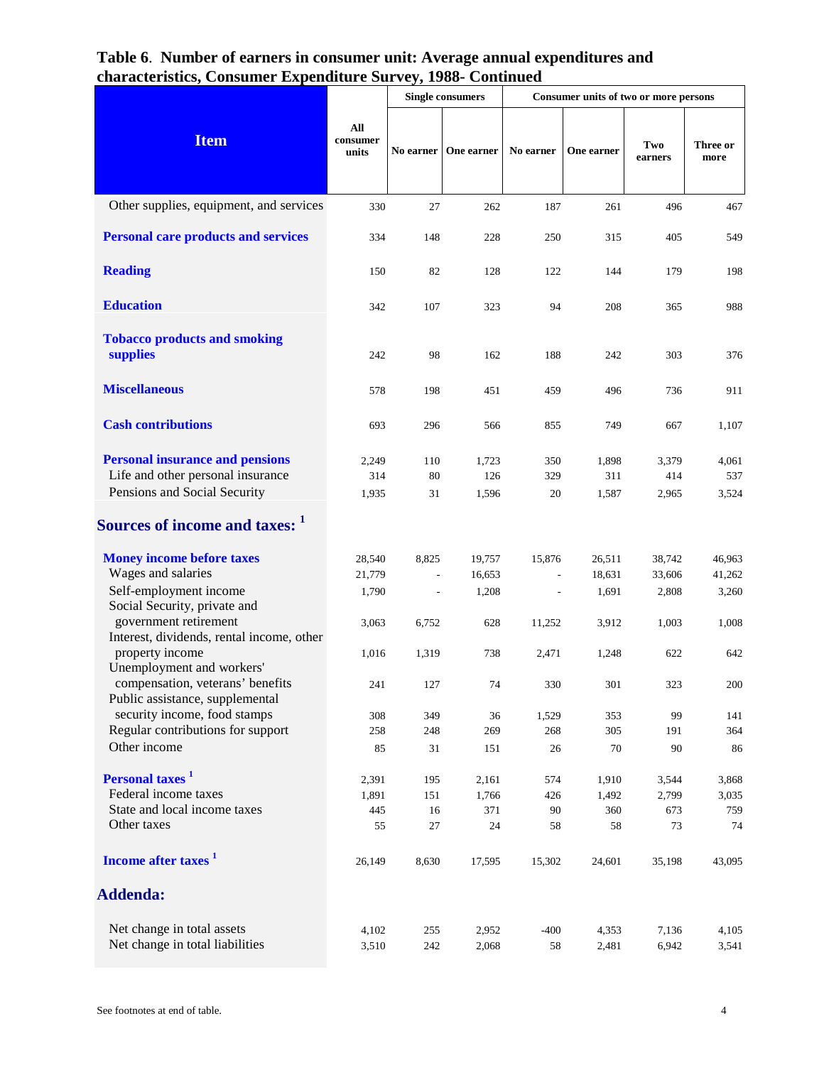## Table 6. Number of earners in consumer unit: Average annual expenditures and characteristics, Consumer Expenditure Survey, 1988- Continued

| Item | All consumer units | Single consumers | | Consumer units of two or more persons | | | |
|---|---|---|---|---|---|---|---|
| | | No earner | One earner | No earner | One earner | Two earners | Three or more |
| Other supplies, equipment, and services | 330 | 27 | 262 | 187 | 261 | 496 | 467 |
| **Personal care products and services** | 334 | 148 | 228 | 250 | 315 | 405 | 549 |
| **Reading** | 150 | 82 | 128 | 122 | 144 | 179 | 198 |
| **Education** | 342 | 107 | 323 | 94 | 208 | 365 | 988 |
| **Tobacco products and smoking supplies** | 242 | 98 | 162 | 188 | 242 | 303 | 376 |
| **Miscellaneous** | 578 | 198 | 451 | 459 | 496 | 736 | 911 |
| **Cash contributions** | 693 | 296 | 566 | 855 | 749 | 667 | 1,107 |
| **Personal insurance and pensions** | 2,249 | 110 | 1,723 | 350 | 1,898 | 3,379 | 4,061 |
| Life and other personal insurance | 314 | 80 | 126 | 329 | 311 | 414 | 537 |
| Pensions and Social Security | 1,935 | 31 | 1,596 | 20 | 1,587 | 2,965 | 3,524 |
| **Sources of income and taxes: [1]** | | | | | | | |
| **Money income before taxes** | 28,540 | 8,825 | 19,757 | 15,876 | 26,511 | 38,742 | 46,963 |
| Wages and salaries | 21,779 | - | 16,653 | - | 18,631 | 33,606 | 41,262 |
| Self-employment income | 1,790 | - | 1,208 | - | 1,691 | 2,808 | 3,260 |
| Social Security, private and government retirement | 3,063 | 6,752 | 628 | 11,252 | 3,912 | 1,003 | 1,008 |
| Interest, dividends, rental income, other property income | 1,016 | 1,319 | 738 | 2,471 | 1,248 | 622 | 642 |
| Unemployment and workers' compensation, veterans' benefits | 241 | 127 | 74 | 330 | 301 | 323 | 200 |
| Public assistance, supplemental security income, food stamps | 308 | 349 | 36 | 1,529 | 353 | 99 | 141 |
| Regular contributions for support | 258 | 248 | 269 | 268 | 305 | 191 | 364 |
| Other income | 85 | 31 | 151 | 26 | 70 | 90 | 86 |
| **Personal taxes [1]** | 2,391 | 195 | 2,161 | 574 | 1,910 | 3,544 | 3,868 |
| Federal income taxes | 1,891 | 151 | 1,766 | 426 | 1,492 | 2,799 | 3,035 |
| State and local income taxes | 445 | 16 | 371 | 90 | 360 | 673 | 759 |
| Other taxes | 55 | 27 | 24 | 58 | 58 | 73 | 74 |
| **Income after taxes [1]** | 26,149 | 8,630 | 17,595 | 15,302 | 24,601 | 35,198 | 43,095 |
| **Addenda:** | | | | | | | |
| Net change in total assets | 4,102 | 255 | 2,952 | -400 | 4,353 | 7,136 | 4,105 |
| Net change in total liabilities | 3,510 | 242 | 2,068 | 58 | 2,481 | 6,942 | 3,541 |

See footnotes at end of table.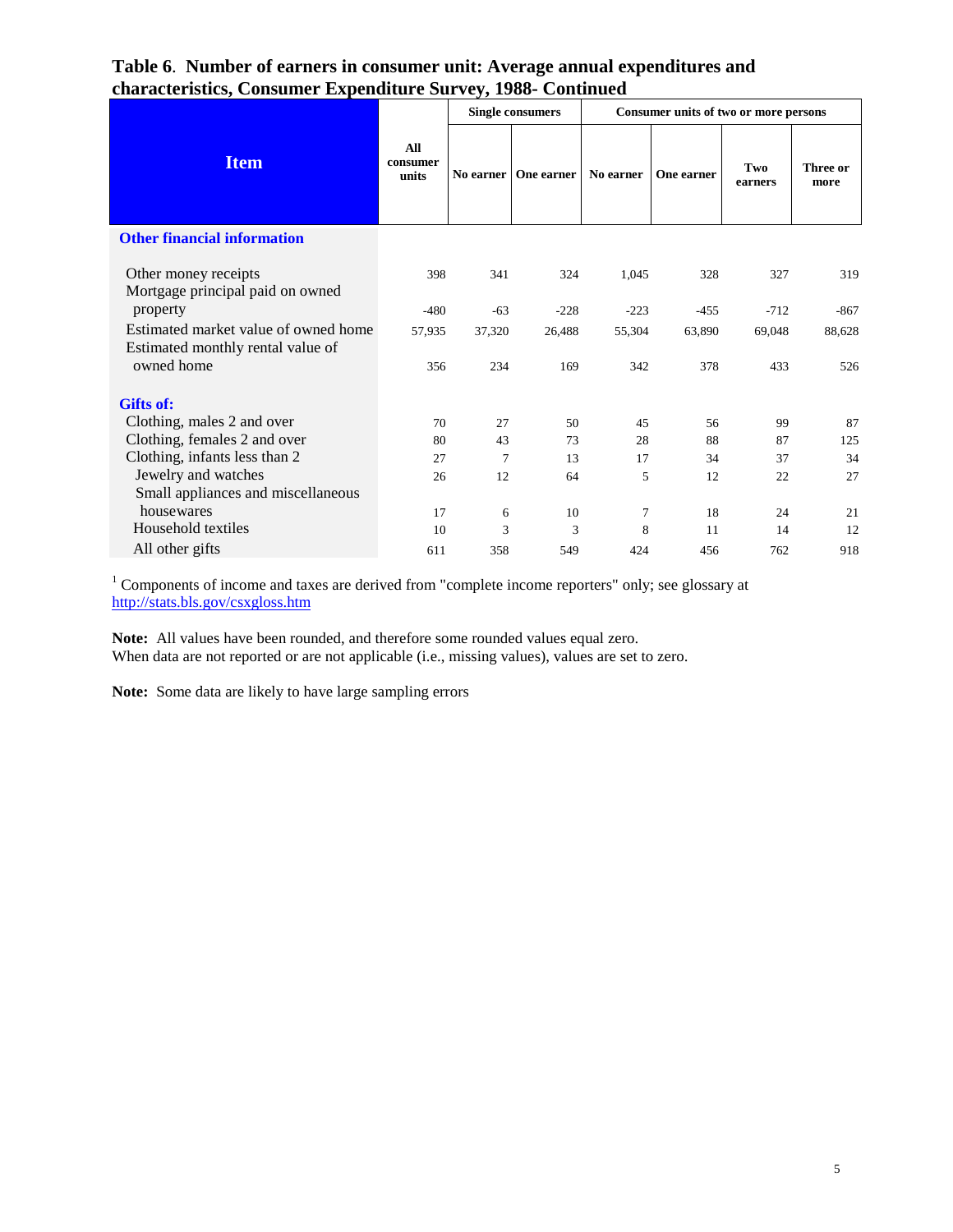# Table 6. Number of earners in consumer unit: Average annual expenditures and characteristics, Consumer Expenditure Survey, 1988- Continued

| Item | All consumer units | Single consumers | | Consumer units of two or more persons | | | |
|---|---|---|---|---|---|---|---|
| | | No earner | One earner | No earner | One earner | Two earners | Three or more |
| **Other financial information** | | | | | | | |
| Other money receipts | 398 | 341 | 324 | 1,045 | 328 | 327 | 319 |
| Mortgage principal paid on owned property | -480 | -63 | -228 | -223 | -455 | -712 | -867 |
| Estimated market value of owned home | 57,935 | 37,320 | 26,488 | 55,304 | 63,890 | 69,048 | 88,628 |
| Estimated monthly rental value of owned home | 356 | 234 | 169 | 342 | 378 | 433 | 526 |
| **Gifts of:** | | | | | | | |
| Clothing, males 2 and over | 70 | 27 | 50 | 45 | 56 | 99 | 87 |
| Clothing, females 2 and over | 80 | 43 | 73 | 28 | 88 | 87 | 125 |
| Clothing, infants less than 2 | 27 | 7 | 13 | 17 | 34 | 37 | 34 |
| Jewelry and watches | 26 | 12 | 64 | 5 | 12 | 22 | 27 |
| Small appliances and miscellaneous housewares | 17 | 6 | 10 | 7 | 18 | 24 | 21 |
| Household textiles | 10 | 3 | 3 | 8 | 11 | 14 | 12 |
| All other gifts | 611 | 358 | 549 | 424 | 456 | 762 | 918 |

[1] Components of income and taxes are derived from "complete income reporters" only; see glossary at http://stats.bls.gov/csxgloss.htm

**Note:** All values have been rounded, and therefore some rounded values equal zero.
When data are not reported or are not applicable (i.e., missing values), values are set to zero.

**Note:** Some data are likely to have large sampling errors